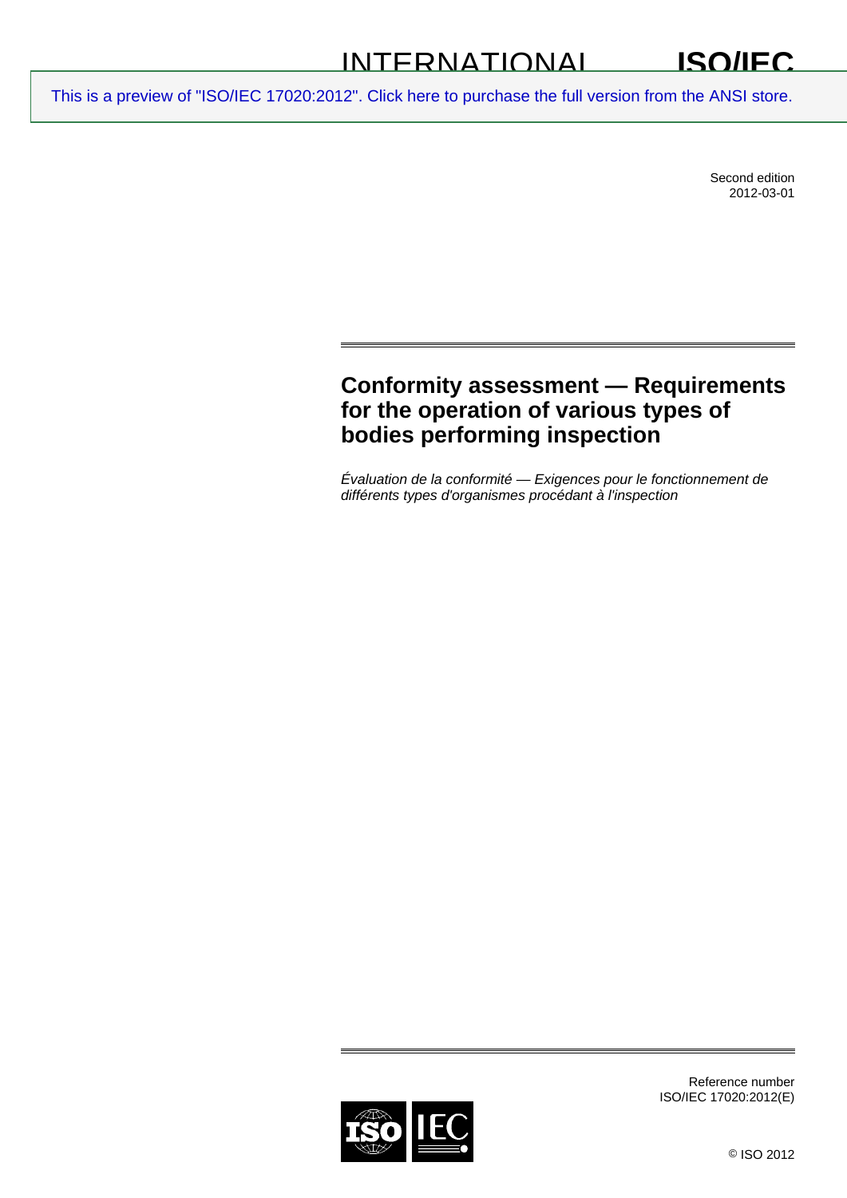INTERNATIONAL STANDARD **ISO/IEC 17020**

This is a preview of "ISO/IEC 17020:2012". Click here to purchase the full version from the ANSI store.

Second edition
2012-03-01

# Conformity assessment — Requirements for the operation of various types of bodies performing inspection

*Évaluation de la conformité — Exigences pour le fonctionnement de différents types d'organismes procédant à l'inspection*

Reference number
ISO/IEC 17020:2012(E)

© ISO 2012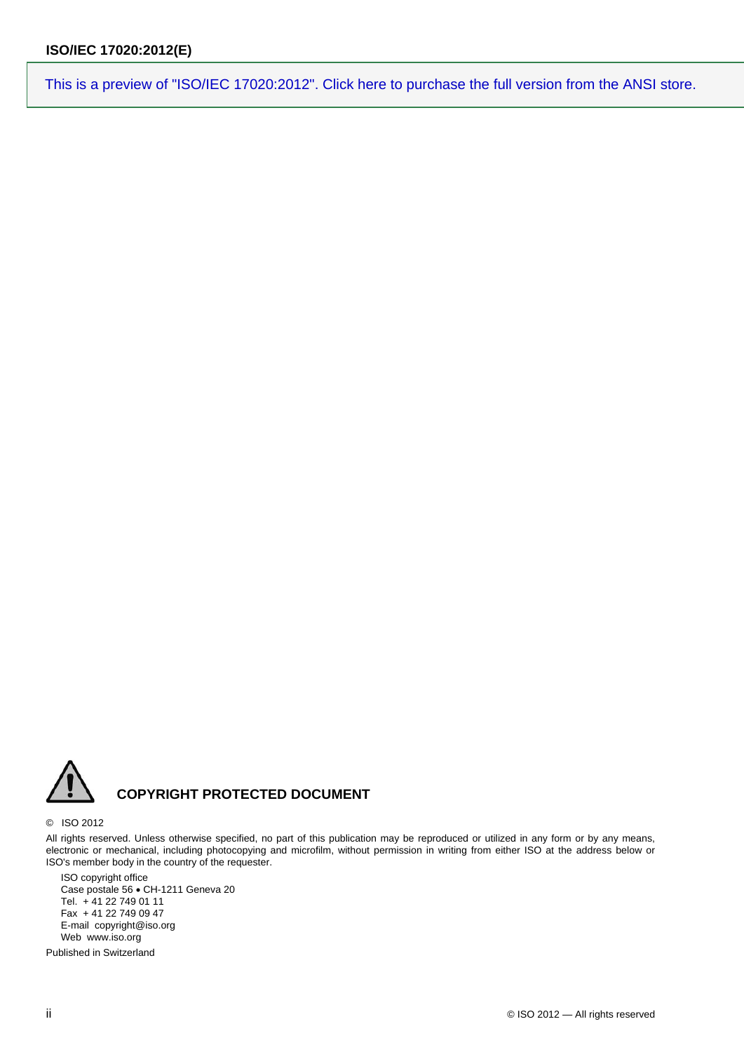This is a preview of "ISO/IEC 17020:2012". Click here to purchase the full version from the ANSI store.

**COPYRIGHT PROTECTED DOCUMENT**

© ISO 2012

All rights reserved. Unless otherwise specified, no part of this publication may be reproduced or utilized in any form or by any means, electronic or mechanical, including photocopying and microfilm, without permission in writing from either ISO at the address below or ISO's member body in the country of the requester.

ISO copyright office
Case postale 56 • CH-1211 Geneva 20
Tel. + 41 22 749 01 11
Fax + 41 22 749 09 47
E-mail copyright@iso.org
Web www.iso.org

Published in Switzerland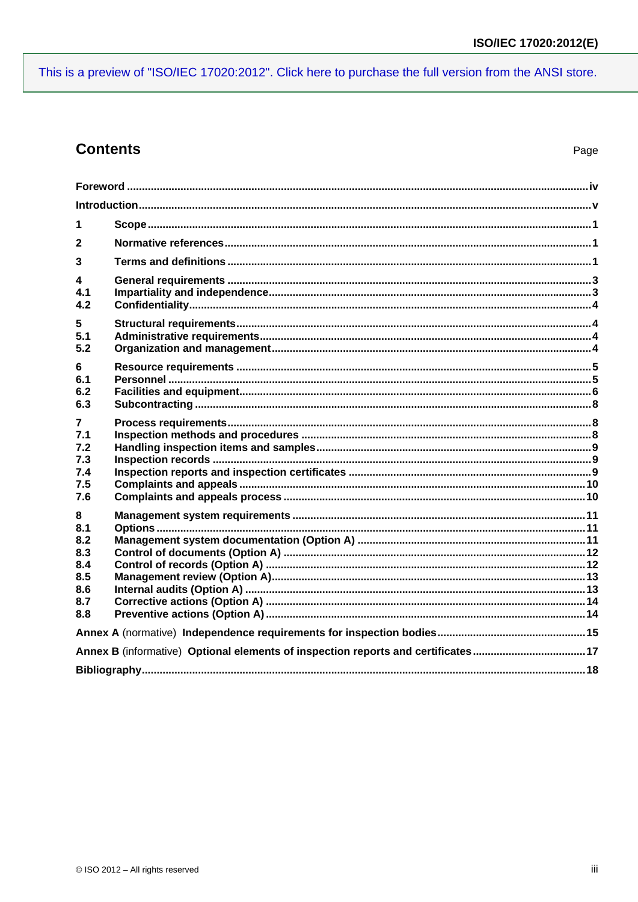This is a preview of "ISO/IEC 17020:2012". Click here to purchase the full version from the ANSI store.

## Contents

| | | Page |
|---|---|---|
| **Foreword** | | **iv** |
| **Introduction** | | **v** |
| **1** | **Scope** | **1** |
| **2** | **Normative references** | **1** |
| **3** | **Terms and definitions** | **1** |
| **4** | **General requirements** | **3** |
| **4.1** | **Impartiality and independence** | **3** |
| **4.2** | **Confidentiality** | **4** |
| **5** | **Structural requirements** | **4** |
| **5.1** | **Administrative requirements** | **4** |
| **5.2** | **Organization and management** | **4** |
| **6** | **Resource requirements** | **5** |
| **6.1** | **Personnel** | **5** |
| **6.2** | **Facilities and equipment** | **6** |
| **6.3** | **Subcontracting** | **8** |
| **7** | **Process requirements** | **8** |
| **7.1** | **Inspection methods and procedures** | **8** |
| **7.2** | **Handling inspection items and samples** | **9** |
| **7.3** | **Inspection records** | **9** |
| **7.4** | **Inspection reports and inspection certificates** | **9** |
| **7.5** | **Complaints and appeals** | **10** |
| **7.6** | **Complaints and appeals process** | **10** |
| **8** | **Management system requirements** | **11** |
| **8.1** | **Options** | **11** |
| **8.2** | **Management system documentation (Option A)** | **11** |
| **8.3** | **Control of documents (Option A)** | **12** |
| **8.4** | **Control of records (Option A)** | **12** |
| **8.5** | **Management review (Option A)** | **13** |
| **8.6** | **Internal audits (Option A)** | **13** |
| **8.7** | **Corrective actions (Option A)** | **14** |
| **8.8** | **Preventive actions (Option A)** | **14** |
| **Annex A** (normative) | **Independence requirements for inspection bodies** | **15** |
| **Annex B** (informative) | **Optional elements of inspection reports and certificates** | **17** |
| **Bibliography** | | **18** |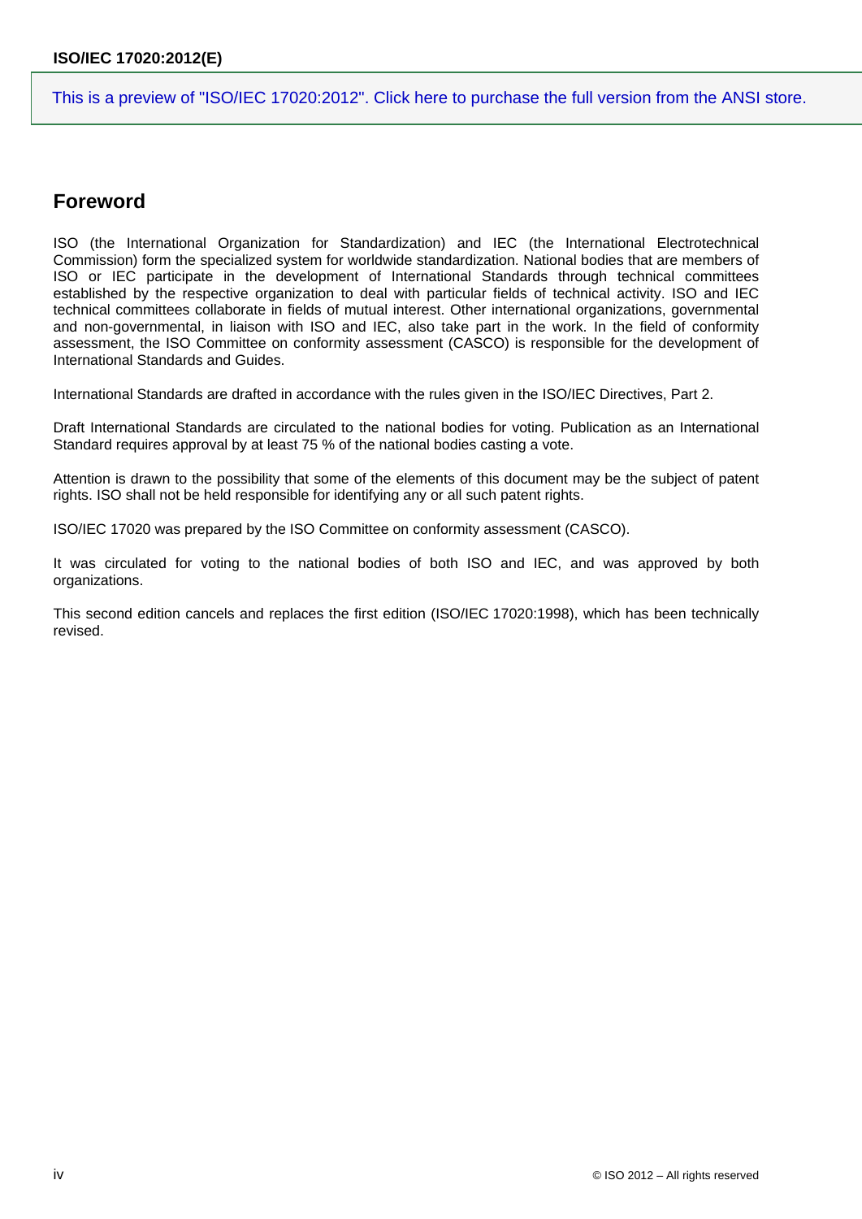This is a preview of "ISO/IEC 17020:2012". Click here to purchase the full version from the ANSI store.

## Foreword

ISO (the International Organization for Standardization) and IEC (the International Electrotechnical Commission) form the specialized system for worldwide standardization. National bodies that are members of ISO or IEC participate in the development of International Standards through technical committees established by the respective organization to deal with particular fields of technical activity. ISO and IEC technical committees collaborate in fields of mutual interest. Other international organizations, governmental and non-governmental, in liaison with ISO and IEC, also take part in the work. In the field of conformity assessment, the ISO Committee on conformity assessment (CASCO) is responsible for the development of International Standards and Guides.

International Standards are drafted in accordance with the rules given in the ISO/IEC Directives, Part 2.

Draft International Standards are circulated to the national bodies for voting. Publication as an International Standard requires approval by at least 75 % of the national bodies casting a vote.

Attention is drawn to the possibility that some of the elements of this document may be the subject of patent rights. ISO shall not be held responsible for identifying any or all such patent rights.

ISO/IEC 17020 was prepared by the ISO Committee on conformity assessment (CASCO).

It was circulated for voting to the national bodies of both ISO and IEC, and was approved by both organizations.

This second edition cancels and replaces the first edition (ISO/IEC 17020:1998), which has been technically revised.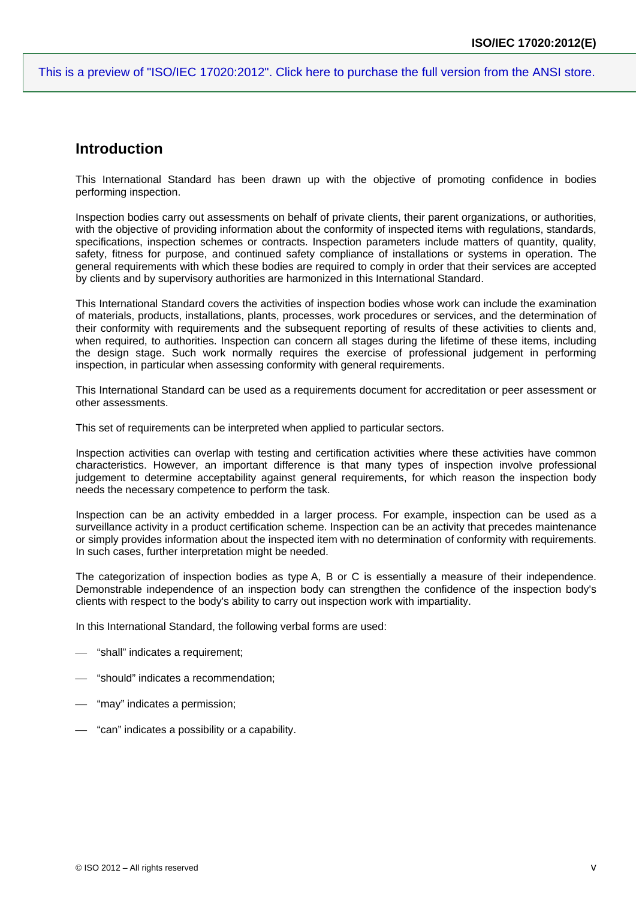## Introduction

This International Standard has been drawn up with the objective of promoting confidence in bodies performing inspection.

Inspection bodies carry out assessments on behalf of private clients, their parent organizations, or authorities, with the objective of providing information about the conformity of inspected items with regulations, standards, specifications, inspection schemes or contracts. Inspection parameters include matters of quantity, quality, safety, fitness for purpose, and continued safety compliance of installations or systems in operation. The general requirements with which these bodies are required to comply in order that their services are accepted by clients and by supervisory authorities are harmonized in this International Standard.

This International Standard covers the activities of inspection bodies whose work can include the examination of materials, products, installations, plants, processes, work procedures or services, and the determination of their conformity with requirements and the subsequent reporting of results of these activities to clients and, when required, to authorities. Inspection can concern all stages during the lifetime of these items, including the design stage. Such work normally requires the exercise of professional judgement in performing inspection, in particular when assessing conformity with general requirements.

This International Standard can be used as a requirements document for accreditation or peer assessment or other assessments.

This set of requirements can be interpreted when applied to particular sectors.

Inspection activities can overlap with testing and certification activities where these activities have common characteristics. However, an important difference is that many types of inspection involve professional judgement to determine acceptability against general requirements, for which reason the inspection body needs the necessary competence to perform the task.

Inspection can be an activity embedded in a larger process. For example, inspection can be used as a surveillance activity in a product certification scheme. Inspection can be an activity that precedes maintenance or simply provides information about the inspected item with no determination of conformity with requirements. In such cases, further interpretation might be needed.

The categorization of inspection bodies as type A, B or C is essentially a measure of their independence. Demonstrable independence of an inspection body can strengthen the confidence of the inspection body's clients with respect to the body's ability to carry out inspection work with impartiality.

In this International Standard, the following verbal forms are used:

- "shall" indicates a requirement;
- "should" indicates a recommendation;
- "may" indicates a permission;
- "can" indicates a possibility or a capability.